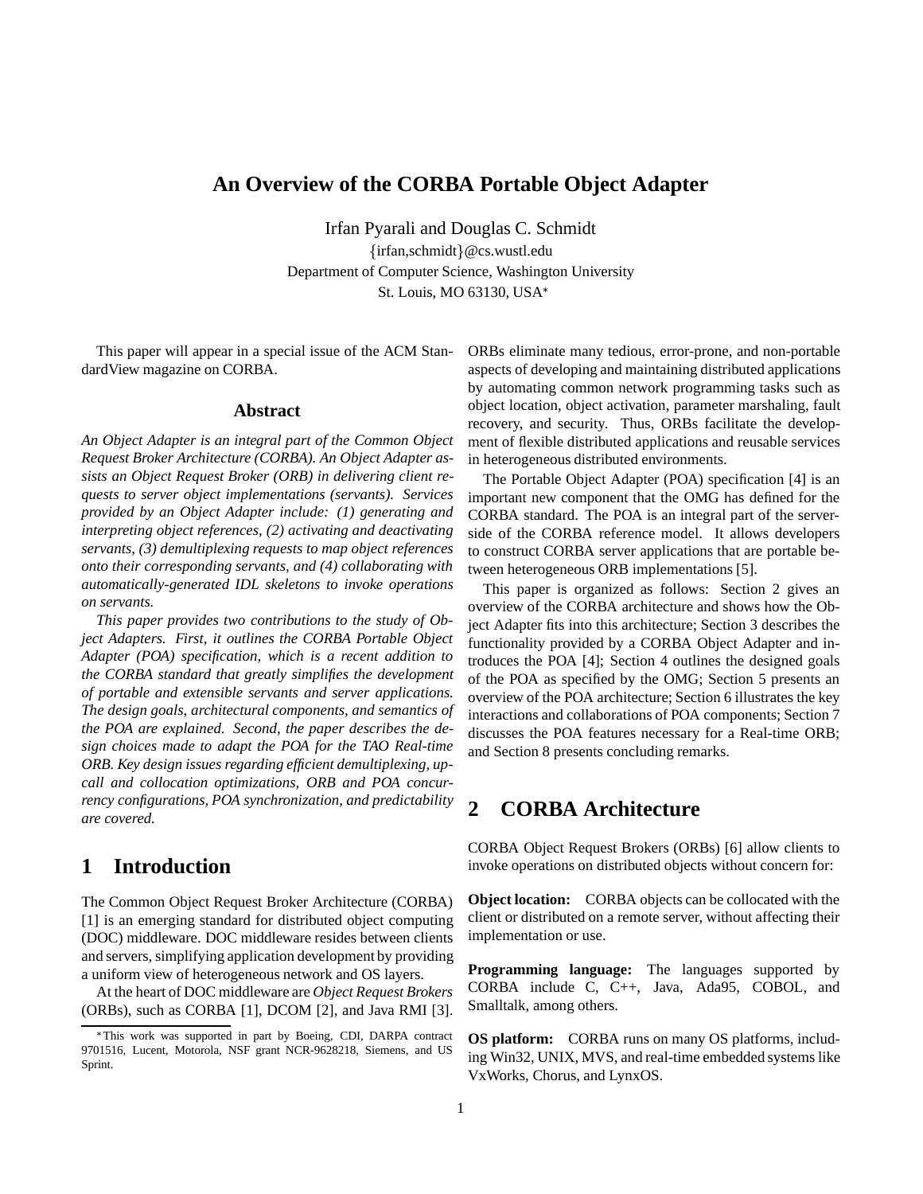# An Overview of the CORBA Portable Object Adapter

Irfan Pyarali and Douglas C. Schmidt

{irfan,schmidt}@cs.wustl.edu

Department of Computer Science, Washington University

St. Louis, MO 63130, USA*

This paper will appear in a special issue of the ACM StandardView magazine on CORBA.

## Abstract

*An Object Adapter is an integral part of the Common Object Request Broker Architecture (CORBA). An Object Adapter assists an Object Request Broker (ORB) in delivering client requests to server object implementations (servants). Services provided by an Object Adapter include: (1) generating and interpreting object references, (2) activating and deactivating servants, (3) demultiplexing requests to map object references onto their corresponding servants, and (4) collaborating with automatically-generated IDL skeletons to invoke operations on servants.*

*This paper provides two contributions to the study of Object Adapters. First, it outlines the CORBA Portable Object Adapter (POA) specification, which is a recent addition to the CORBA standard that greatly simplifies the development of portable and extensible servants and server applications. The design goals, architectural components, and semantics of the POA are explained. Second, the paper describes the design choices made to adapt the POA for the TAO Real-time ORB. Key design issues regarding efficient demultiplexing, upcall and collocation optimizations, ORB and POA concurrency configurations, POA synchronization, and predictability are covered.*

## 1 Introduction

The Common Object Request Broker Architecture (CORBA) [1] is an emerging standard for distributed object computing (DOC) middleware. DOC middleware resides between clients and servers, simplifying application development by providing a uniform view of heterogeneous network and OS layers.

At the heart of DOC middleware are *Object Request Brokers* (ORBs), such as CORBA [1], DCOM [2], and Java RMI [3]. ORBs eliminate many tedious, error-prone, and non-portable aspects of developing and maintaining distributed applications by automating common network programming tasks such as object location, object activation, parameter marshaling, fault recovery, and security. Thus, ORBs facilitate the development of flexible distributed applications and reusable services in heterogeneous distributed environments.

The Portable Object Adapter (POA) specification [4] is an important new component that the OMG has defined for the CORBA standard. The POA is an integral part of the server-side of the CORBA reference model. It allows developers to construct CORBA server applications that are portable between heterogeneous ORB implementations [5].

This paper is organized as follows: Section 2 gives an overview of the CORBA architecture and shows how the Object Adapter fits into this architecture; Section 3 describes the functionality provided by a CORBA Object Adapter and introduces the POA [4]; Section 4 outlines the designed goals of the POA as specified by the OMG; Section 5 presents an overview of the POA architecture; Section 6 illustrates the key interactions and collaborations of POA components; Section 7 discusses the POA features necessary for a Real-time ORB; and Section 8 presents concluding remarks.

## 2 CORBA Architecture

CORBA Object Request Brokers (ORBs) [6] allow clients to invoke operations on distributed objects without concern for:

**Object location:** CORBA objects can be collocated with the client or distributed on a remote server, without affecting their implementation or use.

**Programming language:** The languages supported by CORBA include C, C++, Java, Ada95, COBOL, and Smalltalk, among others.

**OS platform:** CORBA runs on many OS platforms, including Win32, UNIX, MVS, and real-time embedded systems like VxWorks, Chorus, and LynxOS.

*This work was supported in part by Boeing, CDI, DARPA contract 9701516, Lucent, Motorola, NSF grant NCR-9628218, Siemens, and US Sprint.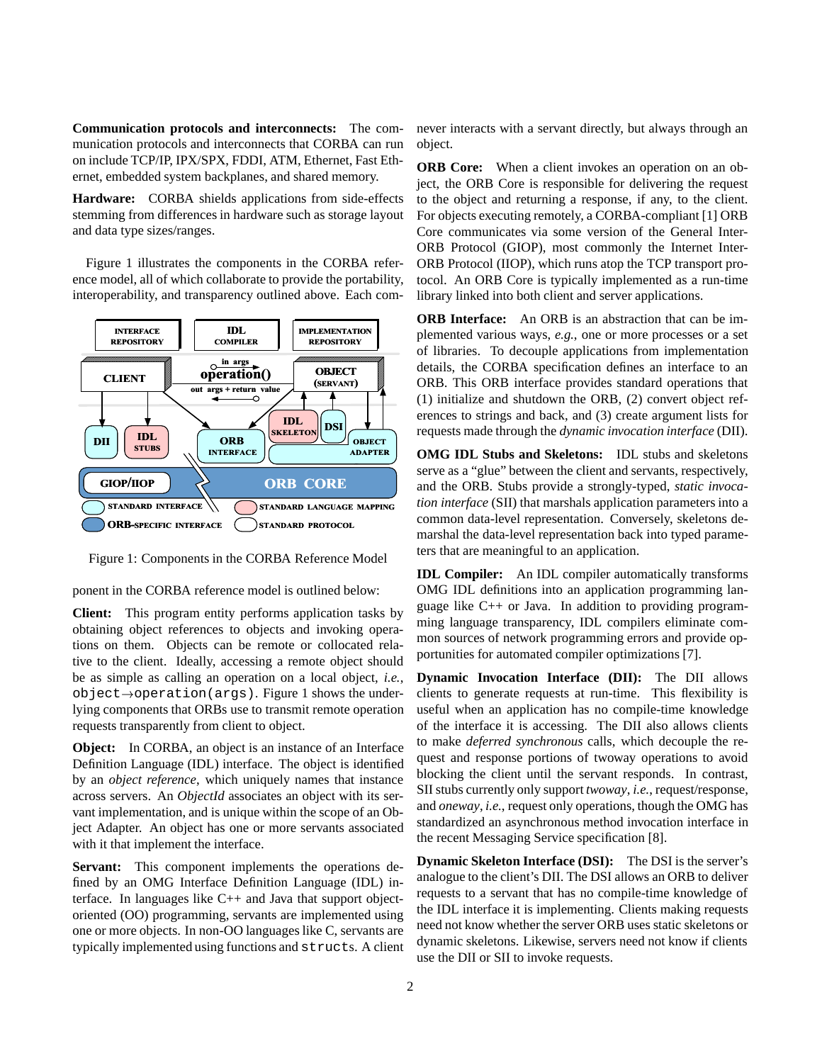**Communication protocols and interconnects:** The communication protocols and interconnects that CORBA can run on include TCP/IP, IPX/SPX, FDDI, ATM, Ethernet, Fast Ethernet, embedded system backplanes, and shared memory.

**Hardware:** CORBA shields applications from side-effects stemming from differences in hardware such as storage layout and data type sizes/ranges.

Figure 1 illustrates the components in the CORBA reference model, all of which collaborate to provide the portability, interoperability, and transparency outlined above. Each component in the CORBA reference model is outlined below:

INTERFACE REPOSITORY
IDL COMPILER
IMPLEMENTATION REPOSITORY
CLIENT
in args
operation()
out args + return value
OBJECT (SERVANT)
DII
IDL STUBS
ORB INTERFACE
IDL SKELETON
DSI
OBJECT ADAPTER
GIOP/IIOP
ORB CORE
STANDARD INTERFACE
STANDARD LANGUAGE MAPPING
ORB-SPECIFIC INTERFACE
STANDARD PROTOCOL

Figure 1: Components in the CORBA Reference Model

**Client:** This program entity performs application tasks by obtaining object references to objects and invoking operations on them. Objects can be remote or collocated relative to the client. Ideally, accessing a remote object should be as simple as calling an operation on a local object, *i.e.,* `object`$\rightarrow$`operation(args)`. Figure 1 shows the underlying components that ORBs use to transmit remote operation requests transparently from client to object.

**Object:** In CORBA, an object is an instance of an Interface Definition Language (IDL) interface. The object is identified by an *object reference*, which uniquely names that instance across servers. An *ObjectId* associates an object with its servant implementation, and is unique within the scope of an Object Adapter. An object has one or more servants associated with it that implement the interface.

**Servant:** This component implements the operations defined by an OMG Interface Definition Language (IDL) interface. In languages like C++ and Java that support object-oriented (OO) programming, servants are implemented using one or more objects. In non-OO languages like C, servants are typically implemented using functions and `struct`s. A client never interacts with a servant directly, but always through an object.

**ORB Core:** When a client invokes an operation on an object, the ORB Core is responsible for delivering the request to the object and returning a response, if any, to the client. For objects executing remotely, a CORBA-compliant [1] ORB Core communicates via some version of the General Inter-ORB Protocol (GIOP), most commonly the Internet Inter-ORB Protocol (IIOP), which runs atop the TCP transport protocol. An ORB Core is typically implemented as a run-time library linked into both client and server applications.

**ORB Interface:** An ORB is an abstraction that can be implemented various ways, *e.g.,* one or more processes or a set of libraries. To decouple applications from implementation details, the CORBA specification defines an interface to an ORB. This ORB interface provides standard operations that (1) initialize and shutdown the ORB, (2) convert object references to strings and back, and (3) create argument lists for requests made through the *dynamic invocation interface* (DII).

**OMG IDL Stubs and Skeletons:** IDL stubs and skeletons serve as a "glue" between the client and servants, respectively, and the ORB. Stubs provide a strongly-typed, *static invocation interface* (SII) that marshals application parameters into a common data-level representation. Conversely, skeletons demarshal the data-level representation back into typed parameters that are meaningful to an application.

**IDL Compiler:** An IDL compiler automatically transforms OMG IDL definitions into an application programming language like C++ or Java. In addition to providing programming language transparency, IDL compilers eliminate common sources of network programming errors and provide opportunities for automated compiler optimizations [7].

**Dynamic Invocation Interface (DII):** The DII allows clients to generate requests at run-time. This flexibility is useful when an application has no compile-time knowledge of the interface it is accessing. The DII also allows clients to make *deferred synchronous* calls, which decouple the request and response portions of twoway operations to avoid blocking the client until the servant responds. In contrast, SII stubs currently only support *twoway*, *i.e.*, request/response, and *oneway*, *i.e.*, request only operations, though the OMG has standardized an asynchronous method invocation interface in the recent Messaging Service specification [8].

**Dynamic Skeleton Interface (DSI):** The DSI is the server's analogue to the client's DII. The DSI allows an ORB to deliver requests to a servant that has no compile-time knowledge of the IDL interface it is implementing. Clients making requests need not know whether the server ORB uses static skeletons or dynamic skeletons. Likewise, servers need not know if clients use the DII or SII to invoke requests.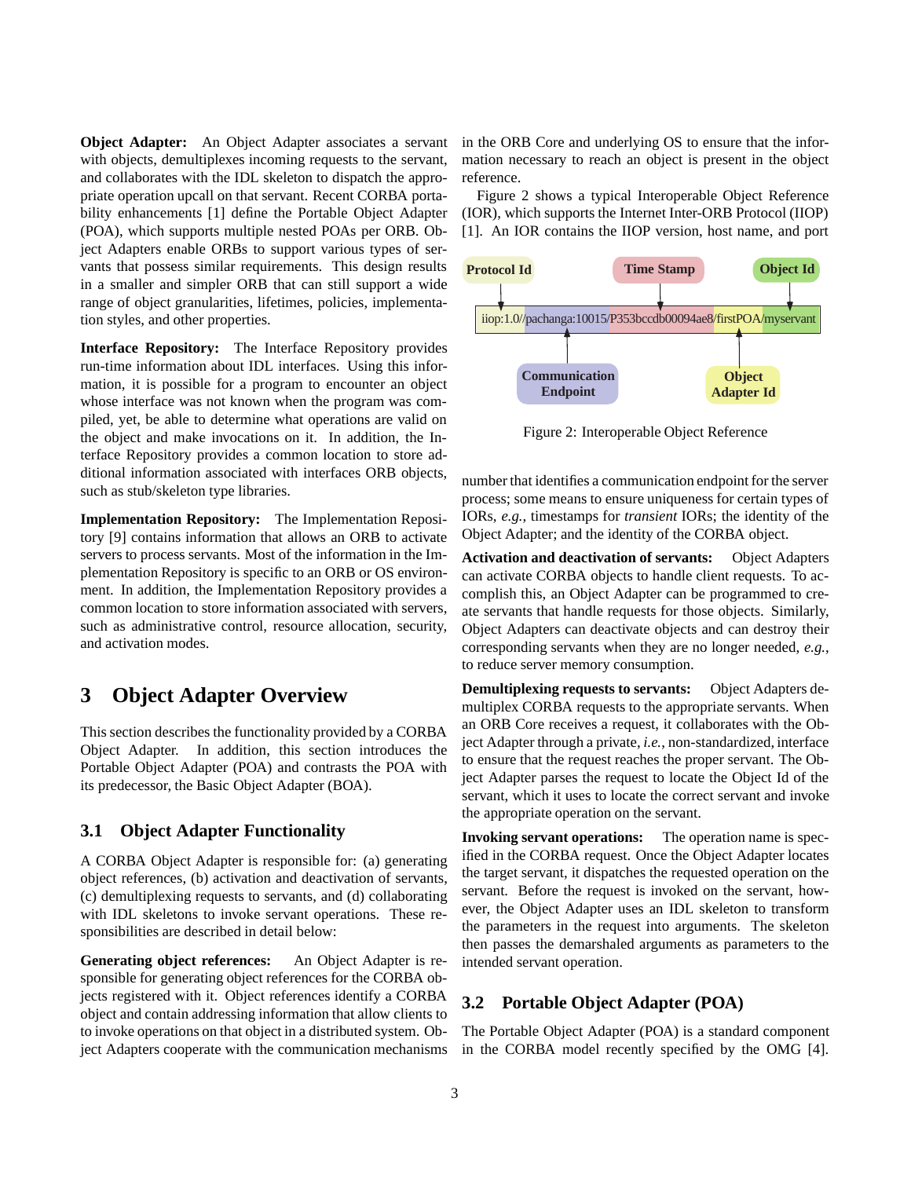**Object Adapter:** An Object Adapter associates a servant with objects, demultiplexes incoming requests to the servant, and collaborates with the IDL skeleton to dispatch the appropriate operation upcall on that servant. Recent CORBA portability enhancements [1] define the Portable Object Adapter (POA), which supports multiple nested POAs per ORB. Object Adapters enable ORBs to support various types of servants that possess similar requirements. This design results in a smaller and simpler ORB that can still support a wide range of object granularities, lifetimes, policies, implementation styles, and other properties.

**Interface Repository:** The Interface Repository provides run-time information about IDL interfaces. Using this information, it is possible for a program to encounter an object whose interface was not known when the program was compiled, yet, be able to determine what operations are valid on the object and make invocations on it. In addition, the Interface Repository provides a common location to store additional information associated with interfaces ORB objects, such as stub/skeleton type libraries.

**Implementation Repository:** The Implementation Repository [9] contains information that allows an ORB to activate servers to process servants. Most of the information in the Implementation Repository is specific to an ORB or OS environment. In addition, the Implementation Repository provides a common location to store information associated with servers, such as administrative control, resource allocation, security, and activation modes.

# 3 Object Adapter Overview

This section describes the functionality provided by a CORBA Object Adapter. In addition, this section introduces the Portable Object Adapter (POA) and contrasts the POA with its predecessor, the Basic Object Adapter (BOA).

## 3.1 Object Adapter Functionality

A CORBA Object Adapter is responsible for: (a) generating object references, (b) activation and deactivation of servants, (c) demultiplexing requests to servants, and (d) collaborating with IDL skeletons to invoke servant operations. These responsibilities are described in detail below:

**Generating object references:** An Object Adapter is responsible for generating object references for the CORBA objects registered with it. Object references identify a CORBA object and contain addressing information that allow clients to to invoke operations on that object in a distributed system. Object Adapters cooperate with the communication mechanisms in the ORB Core and underlying OS to ensure that the information necessary to reach an object is present in the object reference.

Figure 2 shows a typical Interoperable Object Reference (IOR), which supports the Internet Inter-ORB Protocol (IIOP) [1]. An IOR contains the IIOP version, host name, and port

Protocol Id | Time Stamp | Object Id

iiop:1.0//pachanga:10015/P353bccdb00094ae8/firstPOA/myservant

Communication Endpoint | Object Adapter Id

Figure 2: Interoperable Object Reference

number that identifies a communication endpoint for the server process; some means to ensure uniqueness for certain types of IORs, *e.g.*, timestamps for *transient* IORs; the identity of the Object Adapter; and the identity of the CORBA object.

**Activation and deactivation of servants:** Object Adapters can activate CORBA objects to handle client requests. To accomplish this, an Object Adapter can be programmed to create servants that handle requests for those objects. Similarly, Object Adapters can deactivate objects and can destroy their corresponding servants when they are no longer needed, *e.g.*, to reduce server memory consumption.

**Demultiplexing requests to servants:** Object Adapters demultiplex CORBA requests to the appropriate servants. When an ORB Core receives a request, it collaborates with the Object Adapter through a private, *i.e.*, non-standardized, interface to ensure that the request reaches the proper servant. The Object Adapter parses the request to locate the Object Id of the servant, which it uses to locate the correct servant and invoke the appropriate operation on the servant.

**Invoking servant operations:** The operation name is specified in the CORBA request. Once the Object Adapter locates the target servant, it dispatches the requested operation on the servant. Before the request is invoked on the servant, however, the Object Adapter uses an IDL skeleton to transform the parameters in the request into arguments. The skeleton then passes the demarshaled arguments as parameters to the intended servant operation.

## 3.2 Portable Object Adapter (POA)

The Portable Object Adapter (POA) is a standard component in the CORBA model recently specified by the OMG [4].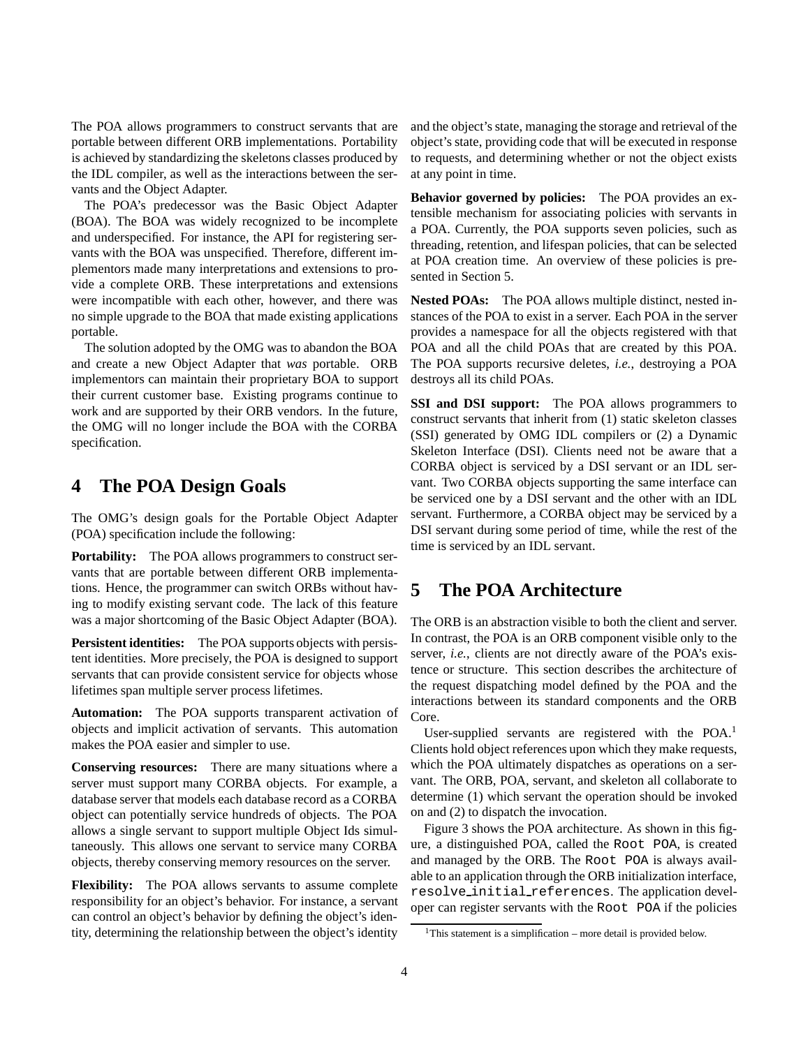The POA allows programmers to construct servants that are portable between different ORB implementations. Portability is achieved by standardizing the skeletons classes produced by the IDL compiler, as well as the interactions between the servants and the Object Adapter.

The POA's predecessor was the Basic Object Adapter (BOA). The BOA was widely recognized to be incomplete and underspecified. For instance, the API for registering servants with the BOA was unspecified. Therefore, different implementors made many interpretations and extensions to provide a complete ORB. These interpretations and extensions were incompatible with each other, however, and there was no simple upgrade to the BOA that made existing applications portable.

The solution adopted by the OMG was to abandon the BOA and create a new Object Adapter that *was* portable. ORB implementors can maintain their proprietary BOA to support their current customer base. Existing programs continue to work and are supported by their ORB vendors. In the future, the OMG will no longer include the BOA with the CORBA specification.

# 4 The POA Design Goals

The OMG's design goals for the Portable Object Adapter (POA) specification include the following:

**Portability:** The POA allows programmers to construct servants that are portable between different ORB implementations. Hence, the programmer can switch ORBs without having to modify existing servant code. The lack of this feature was a major shortcoming of the Basic Object Adapter (BOA).

**Persistent identities:** The POA supports objects with persistent identities. More precisely, the POA is designed to support servants that can provide consistent service for objects whose lifetimes span multiple server process lifetimes.

**Automation:** The POA supports transparent activation of objects and implicit activation of servants. This automation makes the POA easier and simpler to use.

**Conserving resources:** There are many situations where a server must support many CORBA objects. For example, a database server that models each database record as a CORBA object can potentially service hundreds of objects. The POA allows a single servant to support multiple Object Ids simultaneously. This allows one servant to service many CORBA objects, thereby conserving memory resources on the server.

**Flexibility:** The POA allows servants to assume complete responsibility for an object's behavior. For instance, a servant can control an object's behavior by defining the object's identity, determining the relationship between the object's identity and the object's state, managing the storage and retrieval of the object's state, providing code that will be executed in response to requests, and determining whether or not the object exists at any point in time.

**Behavior governed by policies:** The POA provides an extensible mechanism for associating policies with servants in a POA. Currently, the POA supports seven policies, such as threading, retention, and lifespan policies, that can be selected at POA creation time. An overview of these policies is presented in Section 5.

**Nested POAs:** The POA allows multiple distinct, nested instances of the POA to exist in a server. Each POA in the server provides a namespace for all the objects registered with that POA and all the child POAs that are created by this POA. The POA supports recursive deletes, *i.e.*, destroying a POA destroys all its child POAs.

**SSI and DSI support:** The POA allows programmers to construct servants that inherit from (1) static skeleton classes (SSI) generated by OMG IDL compilers or (2) a Dynamic Skeleton Interface (DSI). Clients need not be aware that a CORBA object is serviced by a DSI servant or an IDL servant. Two CORBA objects supporting the same interface can be serviced one by a DSI servant and the other with an IDL servant. Furthermore, a CORBA object may be serviced by a DSI servant during some period of time, while the rest of the time is serviced by an IDL servant.

# 5 The POA Architecture

The ORB is an abstraction visible to both the client and server. In contrast, the POA is an ORB component visible only to the server, *i.e.*, clients are not directly aware of the POA's existence or structure. This section describes the architecture of the request dispatching model defined by the POA and the interactions between its standard components and the ORB Core.

User-supplied servants are registered with the POA.[1] Clients hold object references upon which they make requests, which the POA ultimately dispatches as operations on a servant. The ORB, POA, servant, and skeleton all collaborate to determine (1) which servant the operation should be invoked on and (2) to dispatch the invocation.

Figure 3 shows the POA architecture. As shown in this figure, a distinguished POA, called the `Root POA`, is created and managed by the ORB. The `Root POA` is always available to an application through the ORB initialization interface, `resolve_initial_references`. The application developer can register servants with the `Root POA` if the policies

[1] This statement is a simplification – more detail is provided below.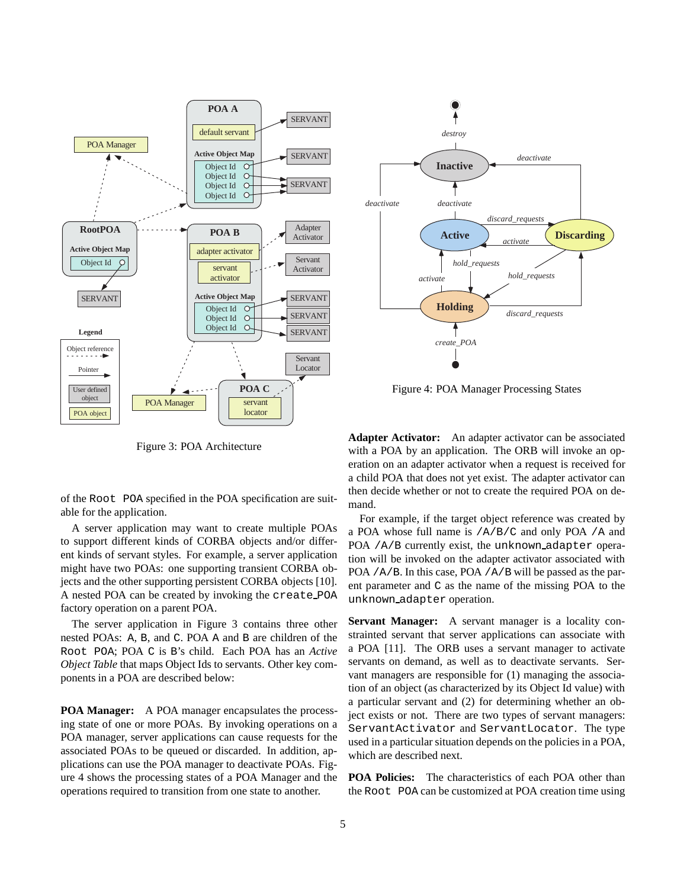Figure 3: POA Architecture

Figure 4: POA Manager Processing States

of the Root POA specified in the POA specification are suitable for the application.

A server application may want to create multiple POAs to support different kinds of CORBA objects and/or different kinds of servant styles. For example, a server application might have two POAs: one supporting transient CORBA objects and the other supporting persistent CORBA objects [10]. A nested POA can be created by invoking the create_POA factory operation on a parent POA.

The server application in Figure 3 contains three other nested POAs: A, B, and C. POA A and B are children of the Root POA; POA C is B's child. Each POA has an *Active Object Table* that maps Object Ids to servants. Other key components in a POA are described below:

**POA Manager:** A POA manager encapsulates the processing state of one or more POAs. By invoking operations on a POA manager, server applications can cause requests for the associated POAs to be queued or discarded. In addition, applications can use the POA manager to deactivate POAs. Figure 4 shows the processing states of a POA Manager and the operations required to transition from one state to another.

**Adapter Activator:** An adapter activator can be associated with a POA by an application. The ORB will invoke an operation on an adapter activator when a request is received for a child POA that does not yet exist. The adapter activator can then decide whether or not to create the required POA on demand.

For example, if the target object reference was created by a POA whose full name is /A/B/C and only POA /A and POA /A/B currently exist, the unknown_adapter operation will be invoked on the adapter activator associated with POA /A/B. In this case, POA /A/B will be passed as the parent parameter and C as the name of the missing POA to the unknown_adapter operation.

**Servant Manager:** A servant manager is a locality constrained servant that server applications can associate with a POA [11]. The ORB uses a servant manager to activate servants on demand, as well as to deactivate servants. Servant managers are responsible for (1) managing the association of an object (as characterized by its Object Id value) with a particular servant and (2) for determining whether an object exists or not. There are two types of servant managers: ServantActivator and ServantLocator. The type used in a particular situation depends on the policies in a POA, which are described next.

**POA Policies:** The characteristics of each POA other than the Root POA can be customized at POA creation time using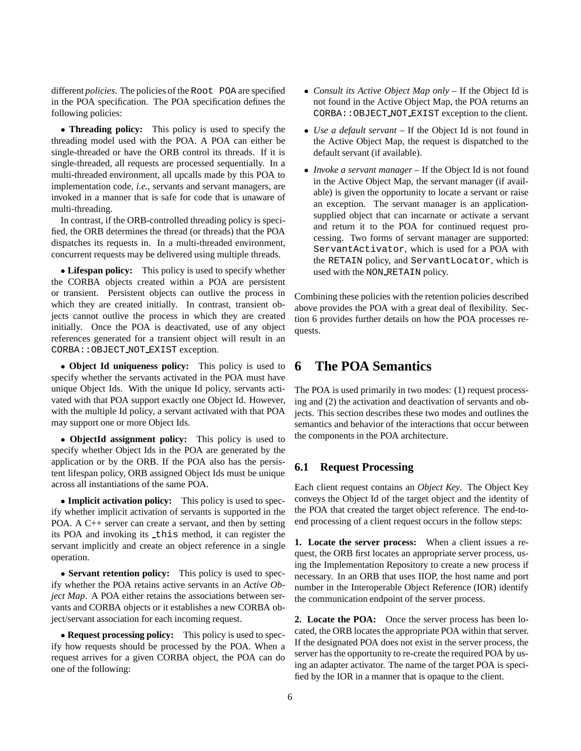different *policies*. The policies of the `Root POA` are specified in the POA specification. The POA specification defines the following policies:

- **Threading policy:** This policy is used to specify the threading model used with the POA. A POA can either be single-threaded or have the ORB control its threads. If it is single-threaded, all requests are processed sequentially. In a multi-threaded environment, all upcalls made by this POA to implementation code, *i.e.*, servants and servant managers, are invoked in a manner that is safe for code that is unaware of multi-threading.

  In contrast, if the ORB-controlled threading policy is specified, the ORB determines the thread (or threads) that the POA dispatches its requests in. In a multi-threaded environment, concurrent requests may be delivered using multiple threads.

- **Lifespan policy:** This policy is used to specify whether the CORBA objects created within a POA are persistent or transient. Persistent objects can outlive the process in which they are created initially. In contrast, transient objects cannot outlive the process in which they are created initially. Once the POA is deactivated, use of any object references generated for a transient object will result in an `CORBA::OBJECT_NOT_EXIST` exception.

- **Object Id uniqueness policy:** This policy is used to specify whether the servants activated in the POA must have unique Object Ids. With the unique Id policy, servants activated with that POA support exactly one Object Id. However, with the multiple Id policy, a servant activated with that POA may support one or more Object Ids.

- **ObjectId assignment policy:** This policy is used to specify whether Object Ids in the POA are generated by the application or by the ORB. If the POA also has the persistent lifespan policy, ORB assigned Object Ids must be unique across all instantiations of the same POA.

- **Implicit activation policy:** This policy is used to specify whether implicit activation of servants is supported in the POA. A C++ server can create a servant, and then by setting its POA and invoking its `_this` method, it can register the servant implicitly and create an object reference in a single operation.

- **Servant retention policy:** This policy is used to specify whether the POA retains active servants in an *Active Object Map*. A POA either retains the associations between servants and CORBA objects or it establishes a new CORBA object/servant association for each incoming request.

- **Request processing policy:** This policy is used to specify how requests should be processed by the POA. When a request arrives for a given CORBA object, the POA can do one of the following:

  - *Consult its Active Object Map only* – If the Object Id is not found in the Active Object Map, the POA returns an `CORBA::OBJECT_NOT_EXIST` exception to the client.

  - *Use a default servant* – If the Object Id is not found in the Active Object Map, the request is dispatched to the default servant (if available).

  - *Invoke a servant manager* – If the Object Id is not found in the Active Object Map, the servant manager (if available) is given the opportunity to locate a servant or raise an exception. The servant manager is an application-supplied object that can incarnate or activate a servant and return it to the POA for continued request processing. Two forms of servant manager are supported: `ServantActivator`, which is used for a POA with the `RETAIN` policy, and `ServantLocator`, which is used with the `NON_RETAIN` policy.

Combining these policies with the retention policies described above provides the POA with a great deal of flexibility. Section 6 provides further details on how the POA processes requests.

# 6 The POA Semantics

The POA is used primarily in two modes: (1) request processing and (2) the activation and deactivation of servants and objects. This section describes these two modes and outlines the semantics and behavior of the interactions that occur between the components in the POA architecture.

## 6.1 Request Processing

Each client request contains an *Object Key*. The Object Key conveys the Object Id of the target object and the identity of the POA that created the target object reference. The end-to-end processing of a client request occurs in the follow steps:

**1. Locate the server process:** When a client issues a request, the ORB first locates an appropriate server process, using the Implementation Repository to create a new process if necessary. In an ORB that uses IIOP, the host name and port number in the Interoperable Object Reference (IOR) identify the communication endpoint of the server process.

**2. Locate the POA:** Once the server process has been located, the ORB locates the appropriate POA within that server. If the designated POA does not exist in the server process, the server has the opportunity to re-create the required POA by using an adapter activator. The name of the target POA is specified by the IOR in a manner that is opaque to the client.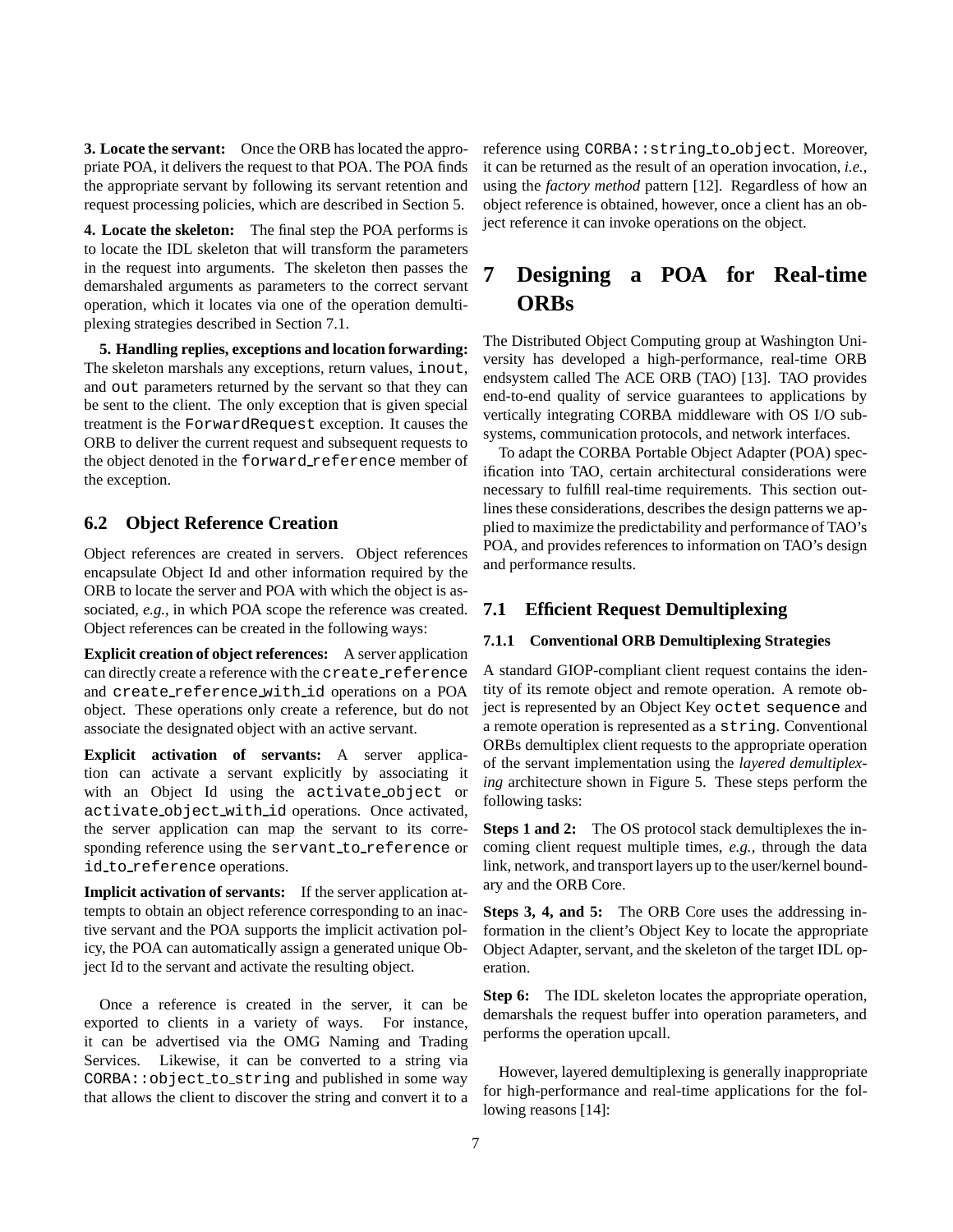**3. Locate the servant:** Once the ORB has located the appropriate POA, it delivers the request to that POA. The POA finds the appropriate servant by following its servant retention and request processing policies, which are described in Section 5.

**4. Locate the skeleton:** The final step the POA performs is to locate the IDL skeleton that will transform the parameters in the request into arguments. The skeleton then passes the demarshaled arguments as parameters to the correct servant operation, which it locates via one of the operation demultiplexing strategies described in Section 7.1.

**5. Handling replies, exceptions and location forwarding:** The skeleton marshals any exceptions, return values, `inout`, and `out` parameters returned by the servant so that they can be sent to the client. The only exception that is given special treatment is the `ForwardRequest` exception. It causes the ORB to deliver the current request and subsequent requests to the object denoted in the `forward_reference` member of the exception.

### 6.2 Object Reference Creation

Object references are created in servers. Object references encapsulate Object Id and other information required by the ORB to locate the server and POA with which the object is associated, *e.g.*, in which POA scope the reference was created. Object references can be created in the following ways:

**Explicit creation of object references:** A server application can directly create a reference with the `create_reference` and `create_reference_with_id` operations on a POA object. These operations only create a reference, but do not associate the designated object with an active servant.

**Explicit activation of servants:** A server application can activate a servant explicitly by associating it with an Object Id using the `activate_object` or `activate_object_with_id` operations. Once activated, the server application can map the servant to its corresponding reference using the `servant_to_reference` or `id_to_reference` operations.

**Implicit activation of servants:** If the server application attempts to obtain an object reference corresponding to an inactive servant and the POA supports the implicit activation policy, the POA can automatically assign a generated unique Object Id to the servant and activate the resulting object.

Once a reference is created in the server, it can be exported to clients in a variety of ways. For instance, it can be advertised via the OMG Naming and Trading Services. Likewise, it can be converted to a string via `CORBA::object_to_string` and published in some way that allows the client to discover the string and convert it to a reference using `CORBA::string_to_object`. Moreover, it can be returned as the result of an operation invocation, *i.e.*, using the *factory method* pattern [12]. Regardless of how an object reference is obtained, however, once a client has an object reference it can invoke operations on the object.

## 7 Designing a POA for Real-time ORBs

The Distributed Object Computing group at Washington University has developed a high-performance, real-time ORB endsystem called The ACE ORB (TAO) [13]. TAO provides end-to-end quality of service guarantees to applications by vertically integrating CORBA middleware with OS I/O subsystems, communication protocols, and network interfaces.

To adapt the CORBA Portable Object Adapter (POA) specification into TAO, certain architectural considerations were necessary to fulfill real-time requirements. This section outlines these considerations, describes the design patterns we applied to maximize the predictability and performance of TAO's POA, and provides references to information on TAO's design and performance results.

### 7.1 Efficient Request Demultiplexing

#### 7.1.1 Conventional ORB Demultiplexing Strategies

A standard GIOP-compliant client request contains the identity of its remote object and remote operation. A remote object is represented by an Object Key `octet sequence` and a remote operation is represented as a `string`. Conventional ORBs demultiplex client requests to the appropriate operation of the servant implementation using the *layered demultiplexing* architecture shown in Figure 5. These steps perform the following tasks:

**Steps 1 and 2:** The OS protocol stack demultiplexes the incoming client request multiple times, *e.g.*, through the data link, network, and transport layers up to the user/kernel boundary and the ORB Core.

**Steps 3, 4, and 5:** The ORB Core uses the addressing information in the client's Object Key to locate the appropriate Object Adapter, servant, and the skeleton of the target IDL operation.

**Step 6:** The IDL skeleton locates the appropriate operation, demarshals the request buffer into operation parameters, and performs the operation upcall.

However, layered demultiplexing is generally inappropriate for high-performance and real-time applications for the following reasons [14]: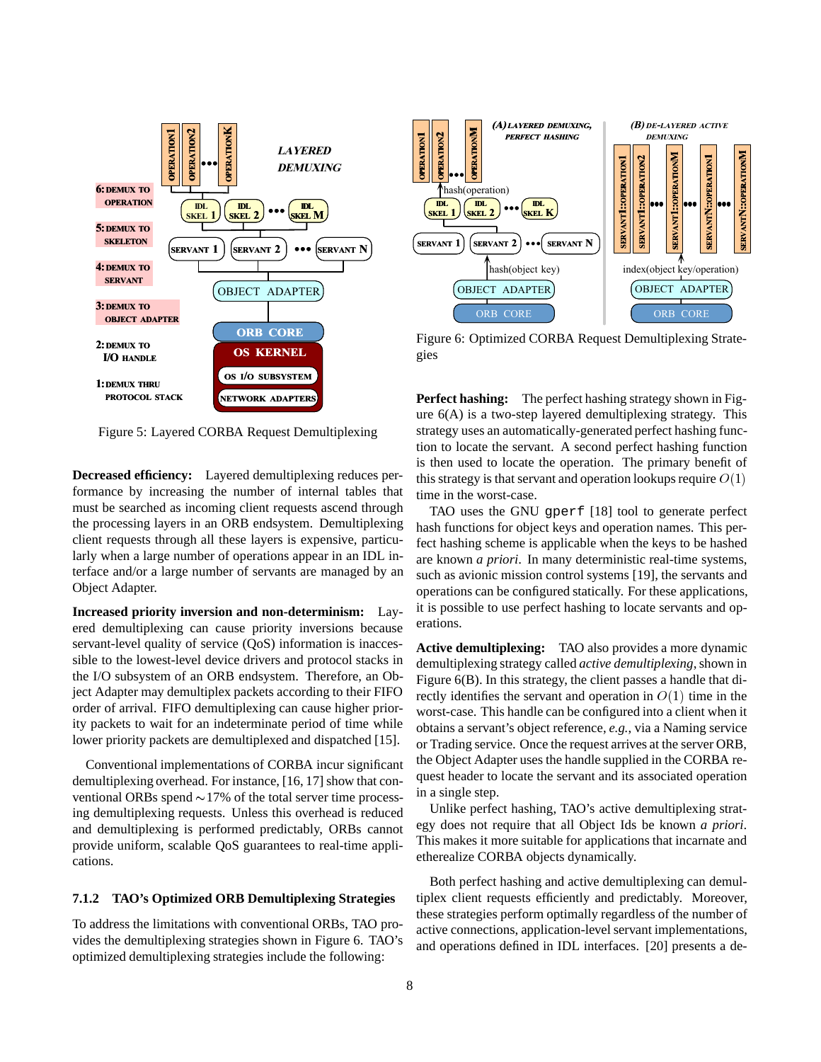Figure 5: Layered CORBA Request Demultiplexing

**Decreased efficiency:** Layered demultiplexing reduces performance by increasing the number of internal tables that must be searched as incoming client requests ascend through the processing layers in an ORB endsystem. Demultiplexing client requests through all these layers is expensive, particularly when a large number of operations appear in an IDL interface and/or a large number of servants are managed by an Object Adapter.

**Increased priority inversion and non-determinism:** Layered demultiplexing can cause priority inversions because servant-level quality of service (QoS) information is inaccessible to the lowest-level device drivers and protocol stacks in the I/O subsystem of an ORB endsystem. Therefore, an Object Adapter may demultiplex packets according to their FIFO order of arrival. FIFO demultiplexing can cause higher priority packets to wait for an indeterminate period of time while lower priority packets are demultiplexed and dispatched [15].

Conventional implementations of CORBA incur significant demultiplexing overhead. For instance, [16, 17] show that conventional ORBs spend $\sim$17% of the total server time processing demultiplexing requests. Unless this overhead is reduced and demultiplexing is performed predictably, ORBs cannot provide uniform, scalable QoS guarantees to real-time applications.

### 7.1.2 TAO's Optimized ORB Demultiplexing Strategies

To address the limitations with conventional ORBs, TAO provides the demultiplexing strategies shown in Figure 6. TAO's optimized demultiplexing strategies include the following:

Figure 6: Optimized CORBA Request Demultiplexing Strategies

**Perfect hashing:** The perfect hashing strategy shown in Figure 6(A) is a two-step layered demultiplexing strategy. This strategy uses an automatically-generated perfect hashing function to locate the servant. A second perfect hashing function is then used to locate the operation. The primary benefit of this strategy is that servant and operation lookups require $O(1)$ time in the worst-case.

TAO uses the GNU `gperf` [18] tool to generate perfect hash functions for object keys and operation names. This perfect hashing scheme is applicable when the keys to be hashed are known *a priori*. In many deterministic real-time systems, such as avionic mission control systems [19], the servants and operations can be configured statically. For these applications, it is possible to use perfect hashing to locate servants and operations.

**Active demultiplexing:** TAO also provides a more dynamic demultiplexing strategy called *active demultiplexing*, shown in Figure 6(B). In this strategy, the client passes a handle that directly identifies the servant and operation in $O(1)$ time in the worst-case. This handle can be configured into a client when it obtains a servant's object reference, *e.g.*, via a Naming service or Trading service. Once the request arrives at the server ORB, the Object Adapter uses the handle supplied in the CORBA request header to locate the servant and its associated operation in a single step.

Unlike perfect hashing, TAO's active demultiplexing strategy does not require that all Object Ids be known *a priori*. This makes it more suitable for applications that incarnate and etherealize CORBA objects dynamically.

Both perfect hashing and active demultiplexing can demultiplex client requests efficiently and predictably. Moreover, these strategies perform optimally regardless of the number of active connections, application-level servant implementations, and operations defined in IDL interfaces. [20] presents a de-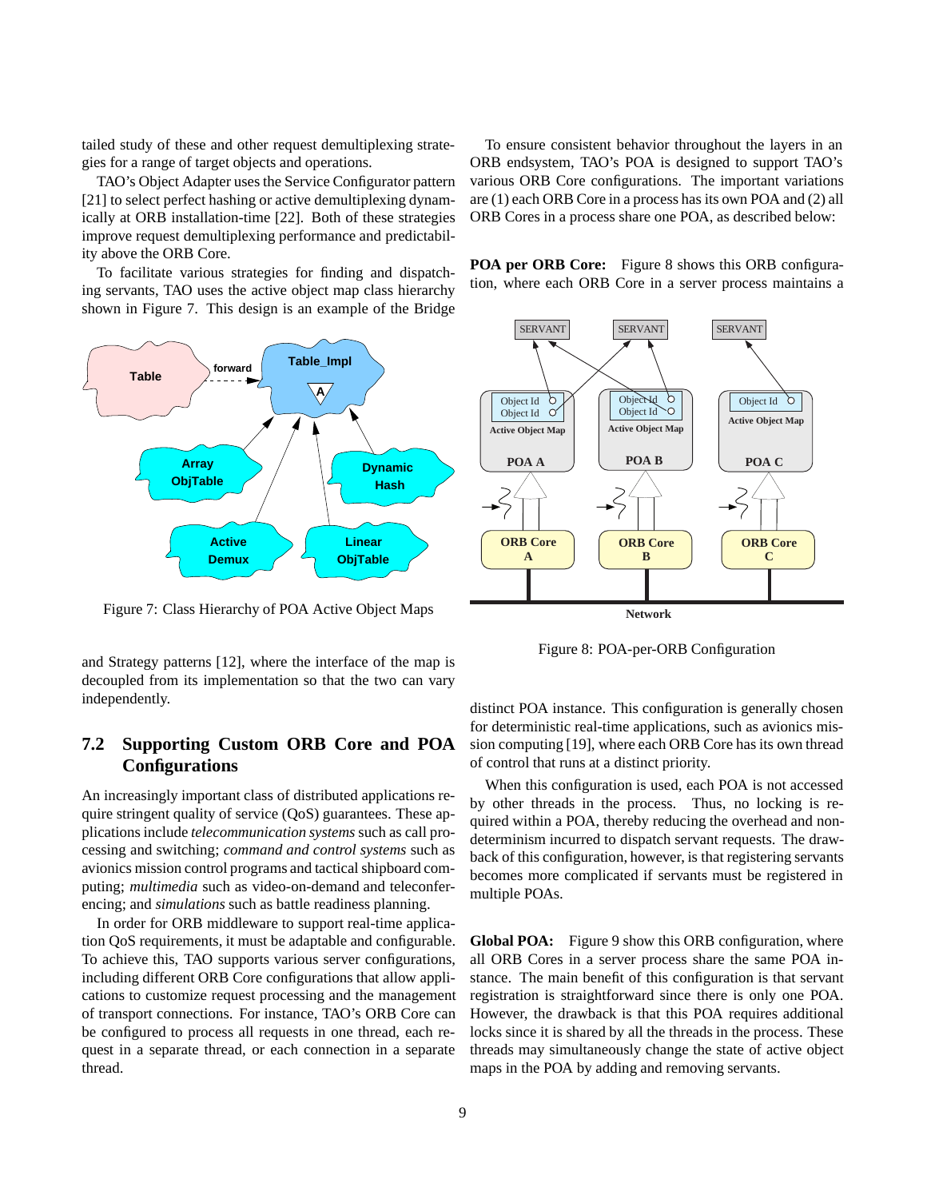tailed study of these and other request demultiplexing strategies for a range of target objects and operations.

TAO's Object Adapter uses the Service Configurator pattern [21] to select perfect hashing or active demultiplexing dynamically at ORB installation-time [22]. Both of these strategies improve request demultiplexing performance and predictability above the ORB Core.

To facilitate various strategies for finding and dispatching servants, TAO uses the active object map class hierarchy shown in Figure 7. This design is an example of the Bridge and Strategy patterns [12], where the interface of the map is decoupled from its implementation so that the two can vary independently.

Figure 7: Class Hierarchy of POA Active Object Maps

## 7.2 Supporting Custom ORB Core and POA Configurations

An increasingly important class of distributed applications require stringent quality of service (QoS) guarantees. These applications include *telecommunication systems* such as call processing and switching; *command and control systems* such as avionics mission control programs and tactical shipboard computing; *multimedia* such as video-on-demand and teleconferencing; and *simulations* such as battle readiness planning.

In order for ORB middleware to support real-time application QoS requirements, it must be adaptable and configurable. To achieve this, TAO supports various server configurations, including different ORB Core configurations that allow applications to customize request processing and the management of transport connections. For instance, TAO's ORB Core can be configured to process all requests in one thread, each request in a separate thread, or each connection in a separate thread.

To ensure consistent behavior throughout the layers in an ORB endsystem, TAO's POA is designed to support TAO's various ORB Core configurations. The important variations are (1) each ORB Core in a process has its own POA and (2) all ORB Cores in a process share one POA, as described below:

**POA per ORB Core:** Figure 8 shows this ORB configuration, where each ORB Core in a server process maintains a distinct POA instance. This configuration is generally chosen for deterministic real-time applications, such as avionics mission computing [19], where each ORB Core has its own thread of control that runs at a distinct priority.

Figure 8: POA-per-ORB Configuration

When this configuration is used, each POA is not accessed by other threads in the process. Thus, no locking is required within a POA, thereby reducing the overhead and nondeterminism incurred to dispatch servant requests. The drawback of this configuration, however, is that registering servants becomes more complicated if servants must be registered in multiple POAs.

**Global POA:** Figure 9 show this ORB configuration, where all ORB Cores in a server process share the same POA instance. The main benefit of this configuration is that servant registration is straightforward since there is only one POA. However, the drawback is that this POA requires additional locks since it is shared by all the threads in the process. These threads may simultaneously change the state of active object maps in the POA by adding and removing servants.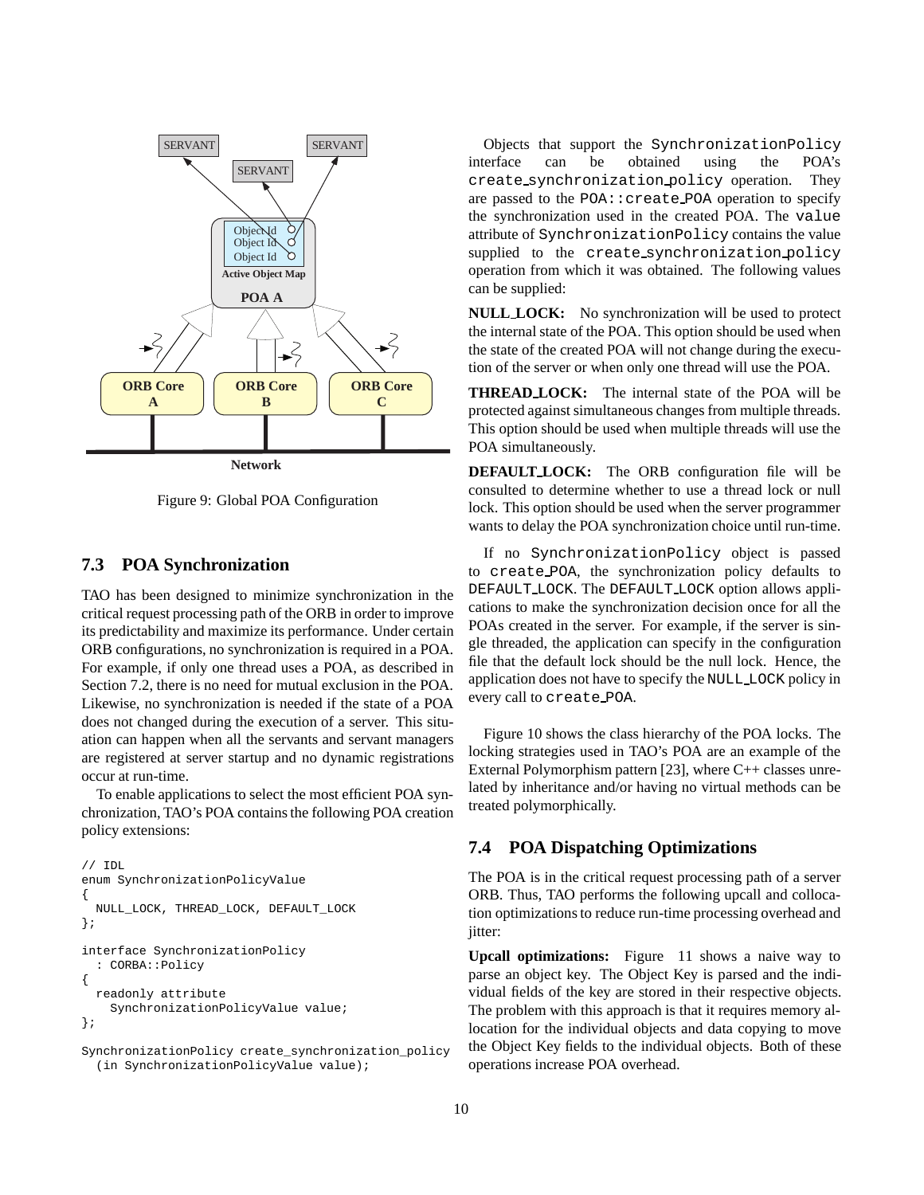Figure 9: Global POA Configuration

### 7.3 POA Synchronization

TAO has been designed to minimize synchronization in the critical request processing path of the ORB in order to improve its predictability and maximize its performance. Under certain ORB configurations, no synchronization is required in a POA. For example, if only one thread uses a POA, as described in Section 7.2, there is no need for mutual exclusion in the POA. Likewise, no synchronization is needed if the state of a POA does not changed during the execution of a server. This situation can happen when all the servants and servant managers are registered at server startup and no dynamic registrations occur at run-time.

To enable applications to select the most efficient POA synchronization, TAO's POA contains the following POA creation policy extensions:

```
// IDL
enum SynchronizationPolicyValue
{
  NULL_LOCK, THREAD_LOCK, DEFAULT_LOCK
};

interface SynchronizationPolicy
  : CORBA::Policy
{
  readonly attribute
    SynchronizationPolicyValue value;
};

SynchronizationPolicy create_synchronization_policy
  (in SynchronizationPolicyValue value);
```

Objects that support the `SynchronizationPolicy` interface can be obtained using the POA's `create_synchronization_policy` operation. They are passed to the `POA::create_POA` operation to specify the synchronization used in the created POA. The `value` attribute of `SynchronizationPolicy` contains the value supplied to the `create_synchronization_policy` operation from which it was obtained. The following values can be supplied:

**NULL_LOCK:** No synchronization will be used to protect the internal state of the POA. This option should be used when the state of the created POA will not change during the execution of the server or when only one thread will use the POA.

**THREAD_LOCK:** The internal state of the POA will be protected against simultaneous changes from multiple threads. This option should be used when multiple threads will use the POA simultaneously.

**DEFAULT_LOCK:** The ORB configuration file will be consulted to determine whether to use a thread lock or null lock. This option should be used when the server programmer wants to delay the POA synchronization choice until run-time.

If no `SynchronizationPolicy` object is passed to `create_POA`, the synchronization policy defaults to `DEFAULT_LOCK`. The `DEFAULT_LOCK` option allows applications to make the synchronization decision once for all the POAs created in the server. For example, if the server is single threaded, the application can specify in the configuration file that the default lock should be the null lock. Hence, the application does not have to specify the `NULL_LOCK` policy in every call to `create_POA`.

Figure 10 shows the class hierarchy of the POA locks. The locking strategies used in TAO's POA are an example of the External Polymorphism pattern [23], where C++ classes unrelated by inheritance and/or having no virtual methods can be treated polymorphically.

### 7.4 POA Dispatching Optimizations

The POA is in the critical request processing path of a server ORB. Thus, TAO performs the following upcall and collocation optimizations to reduce run-time processing overhead and jitter:

**Upcall optimizations:** Figure 11 shows a naive way to parse an object key. The Object Key is parsed and the individual fields of the key are stored in their respective objects. The problem with this approach is that it requires memory allocation for the individual objects and data copying to move the Object Key fields to the individual objects. Both of these operations increase POA overhead.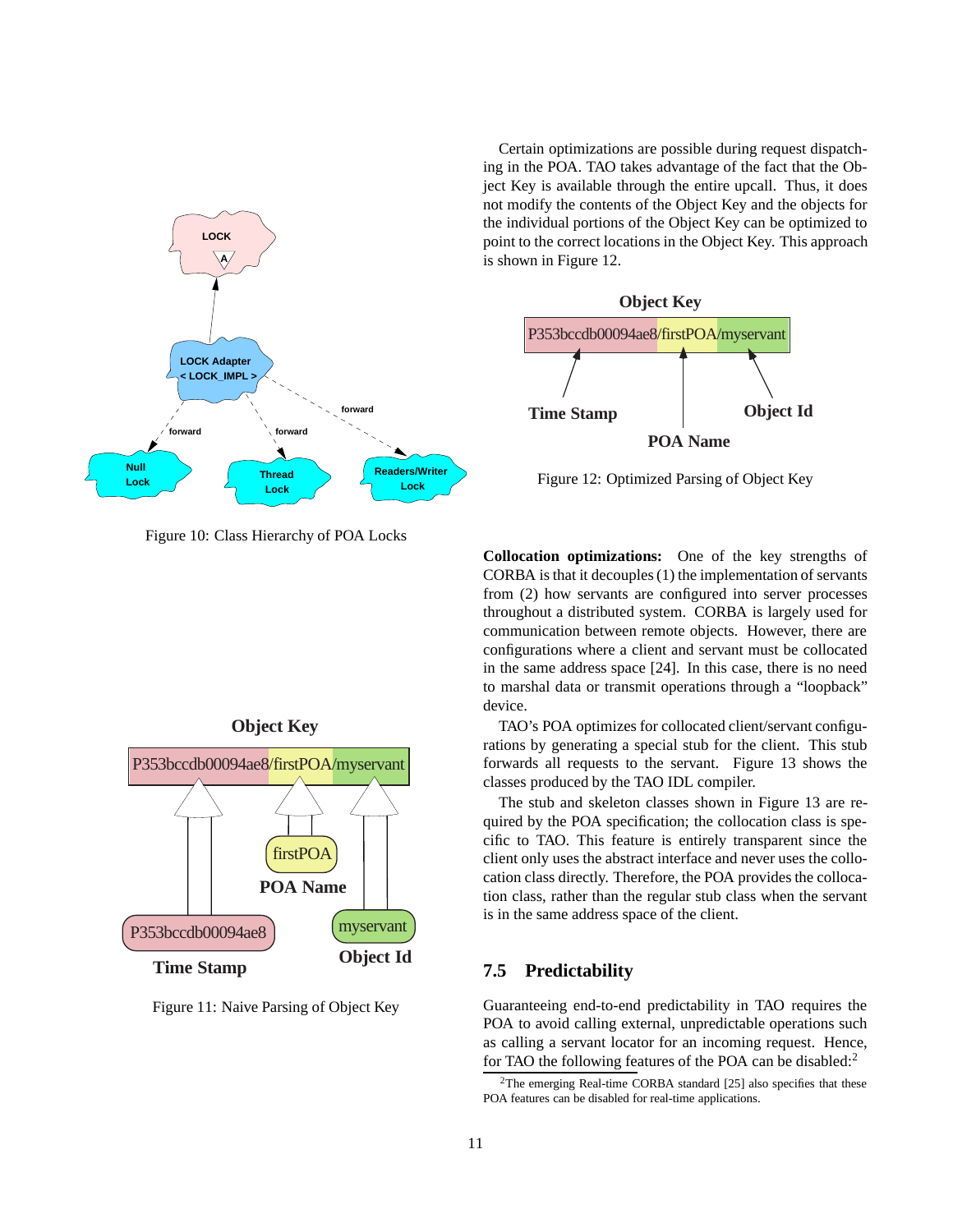Figure 10: Class Hierarchy of POA Locks

Figure 11: Naive Parsing of Object Key

Certain optimizations are possible during request dispatching in the POA. TAO takes advantage of the fact that the Object Key is available through the entire upcall. Thus, it does not modify the contents of the Object Key and the objects for the individual portions of the Object Key can be optimized to point to the correct locations in the Object Key. This approach is shown in Figure 12.

Figure 12: Optimized Parsing of Object Key

**Collocation optimizations:** One of the key strengths of CORBA is that it decouples (1) the implementation of servants from (2) how servants are configured into server processes throughout a distributed system. CORBA is largely used for communication between remote objects. However, there are configurations where a client and servant must be collocated in the same address space [24]. In this case, there is no need to marshal data or transmit operations through a "loopback" device.

TAO's POA optimizes for collocated client/servant configurations by generating a special stub for the client. This stub forwards all requests to the servant. Figure 13 shows the classes produced by the TAO IDL compiler.

The stub and skeleton classes shown in Figure 13 are required by the POA specification; the collocation class is specific to TAO. This feature is entirely transparent since the client only uses the abstract interface and never uses the collocation class directly. Therefore, the POA provides the collocation class, rather than the regular stub class when the servant is in the same address space of the client.

## 7.5 Predictability

Guaranteeing end-to-end predictability in TAO requires the POA to avoid calling external, unpredictable operations such as calling a servant locator for an incoming request. Hence, for TAO the following features of the POA can be disabled:[2]

[2]The emerging Real-time CORBA standard [25] also specifies that these POA features can be disabled for real-time applications.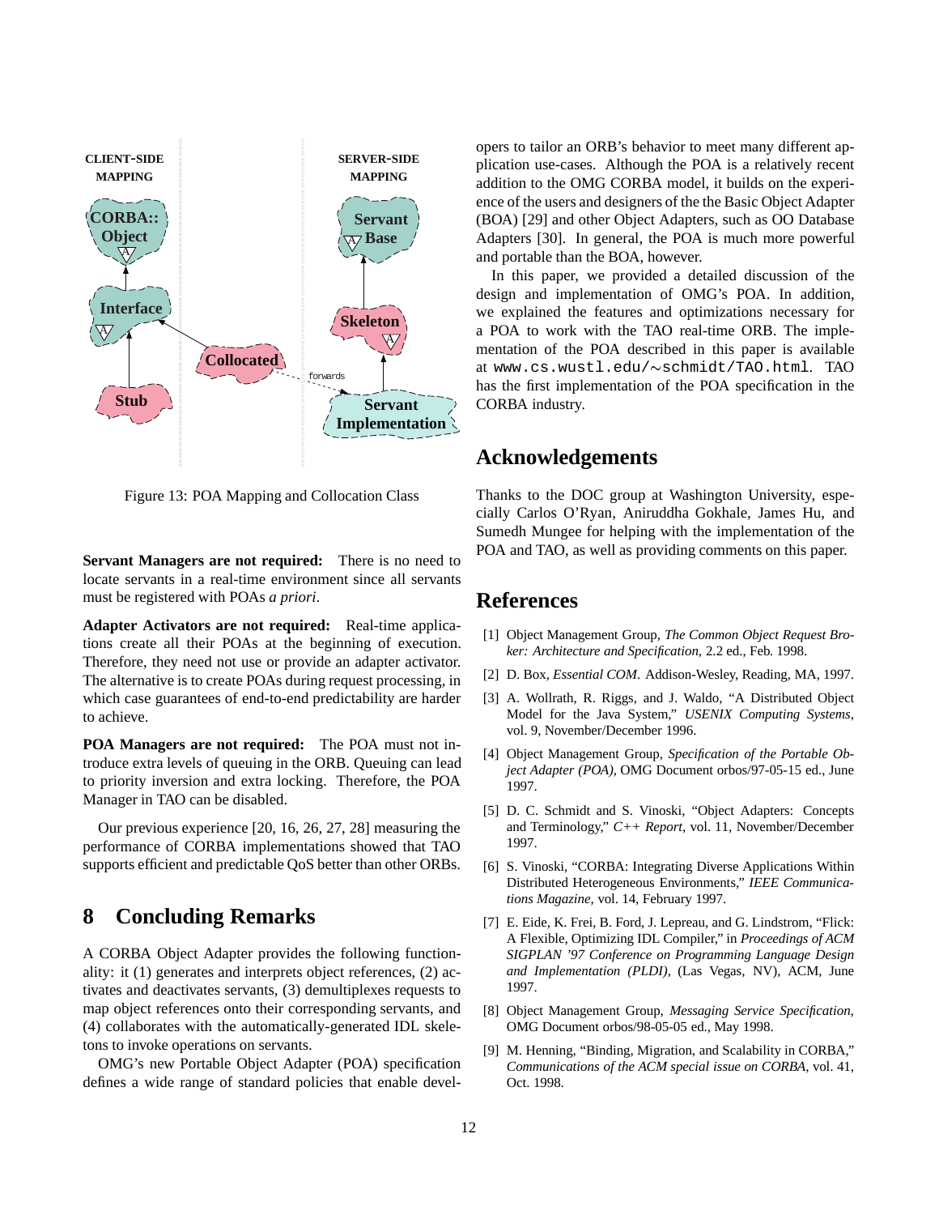Figure 13: POA Mapping and Collocation Class

**Servant Managers are not required:** There is no need to locate servants in a real-time environment since all servants must be registered with POAs *a priori*.

**Adapter Activators are not required:** Real-time applications create all their POAs at the beginning of execution. Therefore, they need not use or provide an adapter activator. The alternative is to create POAs during request processing, in which case guarantees of end-to-end predictability are harder to achieve.

**POA Managers are not required:** The POA must not introduce extra levels of queuing in the ORB. Queuing can lead to priority inversion and extra locking. Therefore, the POA Manager in TAO can be disabled.

Our previous experience [20, 16, 26, 27, 28] measuring the performance of CORBA implementations showed that TAO supports efficient and predictable QoS better than other ORBs.

# 8 Concluding Remarks

A CORBA Object Adapter provides the following functionality: it (1) generates and interprets object references, (2) activates and deactivates servants, (3) demultiplexes requests to map object references onto their corresponding servants, and (4) collaborates with the automatically-generated IDL skeletons to invoke operations on servants.

OMG's new Portable Object Adapter (POA) specification defines a wide range of standard policies that enable developers to tailor an ORB's behavior to meet many different application use-cases. Although the POA is a relatively recent addition to the OMG CORBA model, it builds on the experience of the users and designers of the the Basic Object Adapter (BOA) [29] and other Object Adapters, such as OO Database Adapters [30]. In general, the POA is much more powerful and portable than the BOA, however.

In this paper, we provided a detailed discussion of the design and implementation of OMG's POA. In addition, we explained the features and optimizations necessary for a POA to work with the TAO real-time ORB. The implementation of the POA described in this paper is available at `www.cs.wustl.edu/~schmidt/TAO.html`. TAO has the first implementation of the POA specification in the CORBA industry.

# Acknowledgements

Thanks to the DOC group at Washington University, especially Carlos O'Ryan, Aniruddha Gokhale, James Hu, and Sumedh Mungee for helping with the implementation of the POA and TAO, as well as providing comments on this paper.

# References

[1] Object Management Group, *The Common Object Request Broker: Architecture and Specification*, 2.2 ed., Feb. 1998.

[2] D. Box, *Essential COM*. Addison-Wesley, Reading, MA, 1997.

[3] A. Wollrath, R. Riggs, and J. Waldo, "A Distributed Object Model for the Java System," *USENIX Computing Systems*, vol. 9, November/December 1996.

[4] Object Management Group, *Specification of the Portable Object Adapter (POA)*, OMG Document orbos/97-05-15 ed., June 1997.

[5] D. C. Schmidt and S. Vinoski, "Object Adapters: Concepts and Terminology," *C++ Report*, vol. 11, November/December 1997.

[6] S. Vinoski, "CORBA: Integrating Diverse Applications Within Distributed Heterogeneous Environments," *IEEE Communications Magazine*, vol. 14, February 1997.

[7] E. Eide, K. Frei, B. Ford, J. Lepreau, and G. Lindstrom, "Flick: A Flexible, Optimizing IDL Compiler," in *Proceedings of ACM SIGPLAN '97 Conference on Programming Language Design and Implementation (PLDI)*, (Las Vegas, NV), ACM, June 1997.

[8] Object Management Group, *Messaging Service Specification*, OMG Document orbos/98-05-05 ed., May 1998.

[9] M. Henning, "Binding, Migration, and Scalability in CORBA," *Communications of the ACM special issue on CORBA*, vol. 41, Oct. 1998.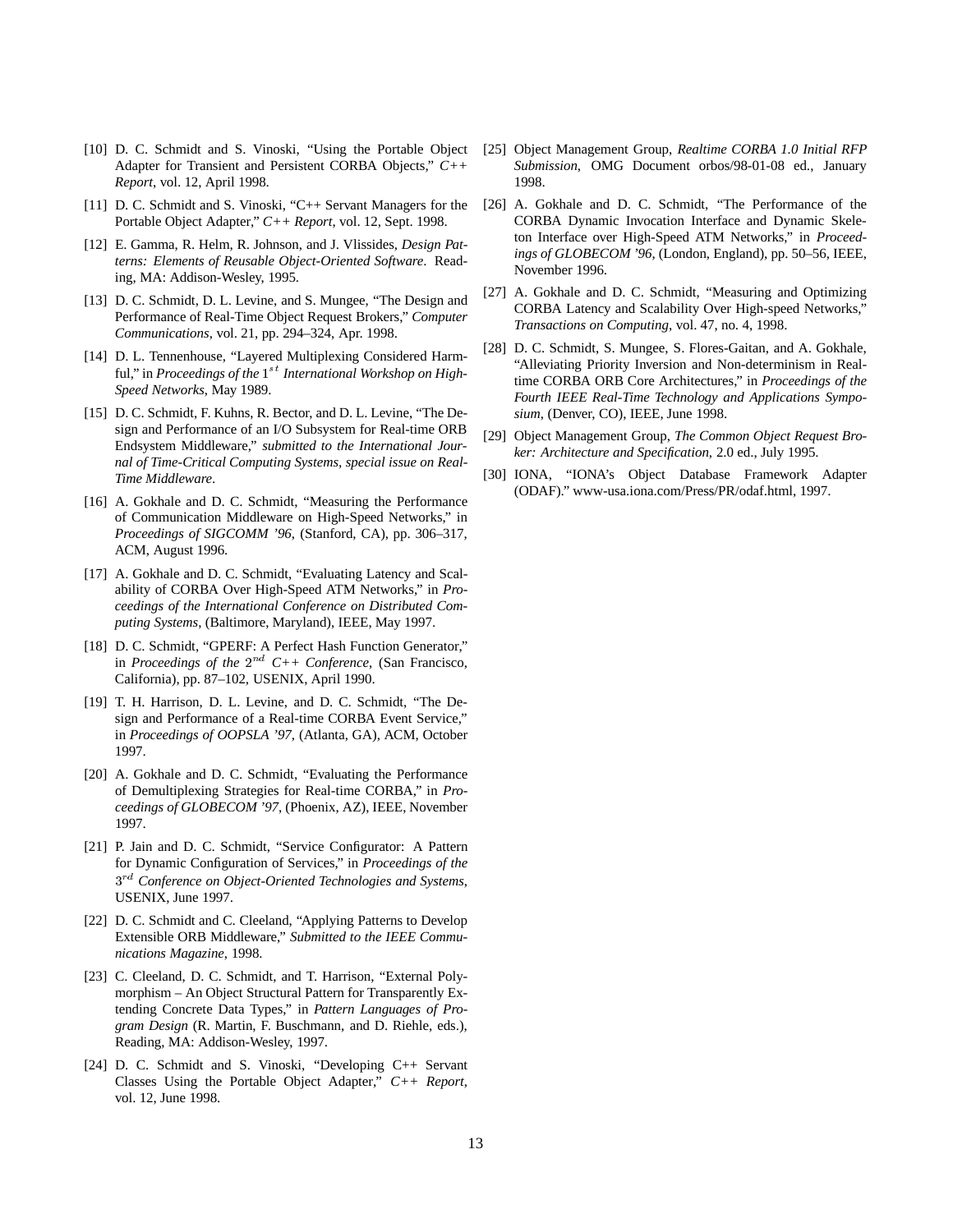[10] D. C. Schmidt and S. Vinoski, "Using the Portable Object Adapter for Transient and Persistent CORBA Objects," *C++ Report*, vol. 12, April 1998.

[11] D. C. Schmidt and S. Vinoski, "C++ Servant Managers for the Portable Object Adapter," *C++ Report*, vol. 12, Sept. 1998.

[12] E. Gamma, R. Helm, R. Johnson, and J. Vlissides, *Design Patterns: Elements of Reusable Object-Oriented Software*. Reading, MA: Addison-Wesley, 1995.

[13] D. C. Schmidt, D. L. Levine, and S. Mungee, "The Design and Performance of Real-Time Object Request Brokers," *Computer Communications*, vol. 21, pp. 294–324, Apr. 1998.

[14] D. L. Tennenhouse, "Layered Multiplexing Considered Harmful," in *Proceedings of the* $1^{st}$ *International Workshop on High-Speed Networks*, May 1989.

[15] D. C. Schmidt, F. Kuhns, R. Bector, and D. L. Levine, "The Design and Performance of an I/O Subsystem for Real-time ORB Endsystem Middleware," *submitted to the International Journal of Time-Critical Computing Systems, special issue on Real-Time Middleware*.

[16] A. Gokhale and D. C. Schmidt, "Measuring the Performance of Communication Middleware on High-Speed Networks," in *Proceedings of SIGCOMM '96*, (Stanford, CA), pp. 306–317, ACM, August 1996.

[17] A. Gokhale and D. C. Schmidt, "Evaluating Latency and Scalability of CORBA Over High-Speed ATM Networks," in *Proceedings of the International Conference on Distributed Computing Systems*, (Baltimore, Maryland), IEEE, May 1997.

[18] D. C. Schmidt, "GPERF: A Perfect Hash Function Generator," in *Proceedings of the* $2^{nd}$ *C++ Conference*, (San Francisco, California), pp. 87–102, USENIX, April 1990.

[19] T. H. Harrison, D. L. Levine, and D. C. Schmidt, "The Design and Performance of a Real-time CORBA Event Service," in *Proceedings of OOPSLA '97*, (Atlanta, GA), ACM, October 1997.

[20] A. Gokhale and D. C. Schmidt, "Evaluating the Performance of Demultiplexing Strategies for Real-time CORBA," in *Proceedings of GLOBECOM '97*, (Phoenix, AZ), IEEE, November 1997.

[21] P. Jain and D. C. Schmidt, "Service Configurator: A Pattern for Dynamic Configuration of Services," in *Proceedings of the* $3^{rd}$ *Conference on Object-Oriented Technologies and Systems*, USENIX, June 1997.

[22] D. C. Schmidt and C. Cleeland, "Applying Patterns to Develop Extensible ORB Middleware," *Submitted to the IEEE Communications Magazine*, 1998.

[23] C. Cleeland, D. C. Schmidt, and T. Harrison, "External Polymorphism – An Object Structural Pattern for Transparently Extending Concrete Data Types," in *Pattern Languages of Program Design* (R. Martin, F. Buschmann, and D. Riehle, eds.), Reading, MA: Addison-Wesley, 1997.

[24] D. C. Schmidt and S. Vinoski, "Developing C++ Servant Classes Using the Portable Object Adapter," *C++ Report*, vol. 12, June 1998.

[25] Object Management Group, *Realtime CORBA 1.0 Initial RFP Submission*, OMG Document orbos/98-01-08 ed., January 1998.

[26] A. Gokhale and D. C. Schmidt, "The Performance of the CORBA Dynamic Invocation Interface and Dynamic Skeleton Interface over High-Speed ATM Networks," in *Proceedings of GLOBECOM '96*, (London, England), pp. 50–56, IEEE, November 1996.

[27] A. Gokhale and D. C. Schmidt, "Measuring and Optimizing CORBA Latency and Scalability Over High-speed Networks," *Transactions on Computing*, vol. 47, no. 4, 1998.

[28] D. C. Schmidt, S. Mungee, S. Flores-Gaitan, and A. Gokhale, "Alleviating Priority Inversion and Non-determinism in Real-time CORBA ORB Core Architectures," in *Proceedings of the Fourth IEEE Real-Time Technology and Applications Symposium*, (Denver, CO), IEEE, June 1998.

[29] Object Management Group, *The Common Object Request Broker: Architecture and Specification*, 2.0 ed., July 1995.

[30] IONA, "IONA's Object Database Framework Adapter (ODAF)." www-usa.iona.com/Press/PR/odaf.html, 1997.